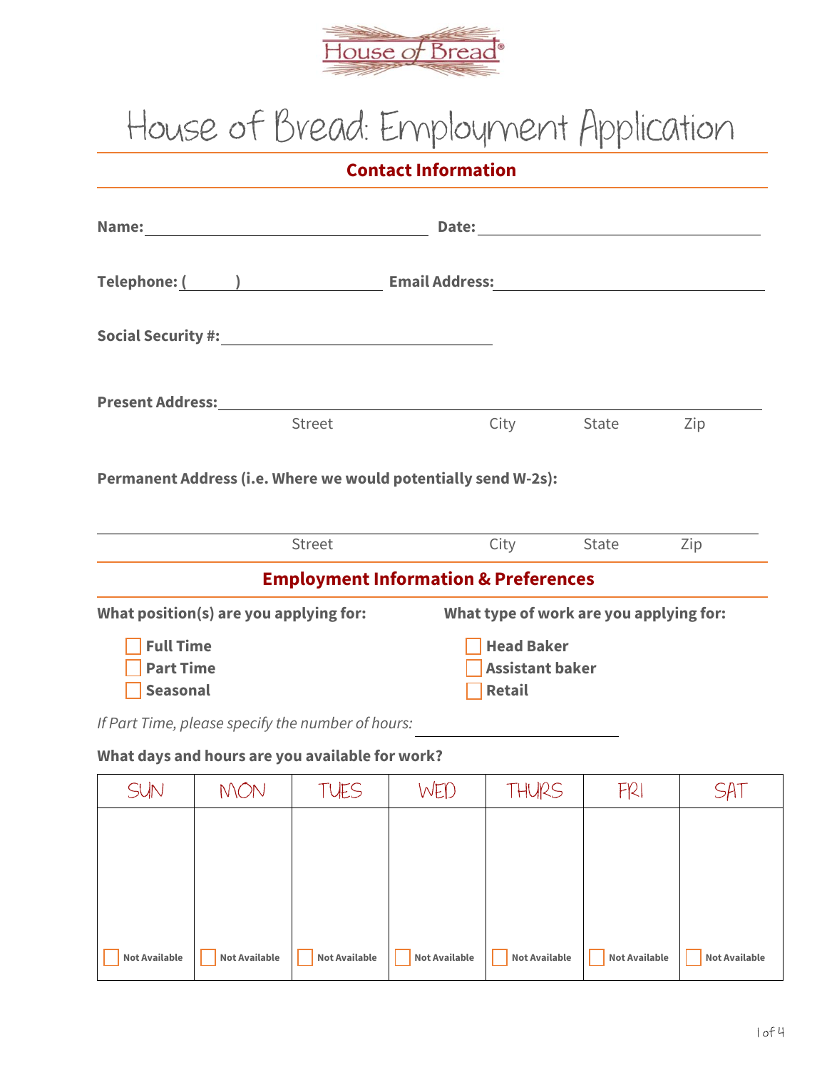House of Bread

# House of Bread: Employment Application

## Contact Information

**Name:** ______________________ **Date:** ______________________

**Telephone:** (______) ______________ **Email Address:** ______________________

**Social Security #:** ______________________

**Present Address:** ____________________________________________

Street City State Zip

**Permanent Address (i.e. Where we would potentially send W-2s):**

____________________________________________

Street City State Zip

## Employment Information & Preferences

**What position(s) are you applying for:**

- ☐ **Full Time**
- ☐ **Part Time**
- ☐ **Seasonal**

**What type of work are you applying for:**

- ☐ **Head Baker**
- ☐ **Assistant baker**
- ☐ **Retail**

*If Part Time, please specify the number of hours:* ______________

**What days and hours are you available for work?**

| SUN | MON | TUES | WED | THURS | FRI | SAT |
|---|---|---|---|---|---|---|
| ☐ Not Available | ☐ Not Available | ☐ Not Available | ☐ Not Available | ☐ Not Available | ☐ Not Available | ☐ Not Available |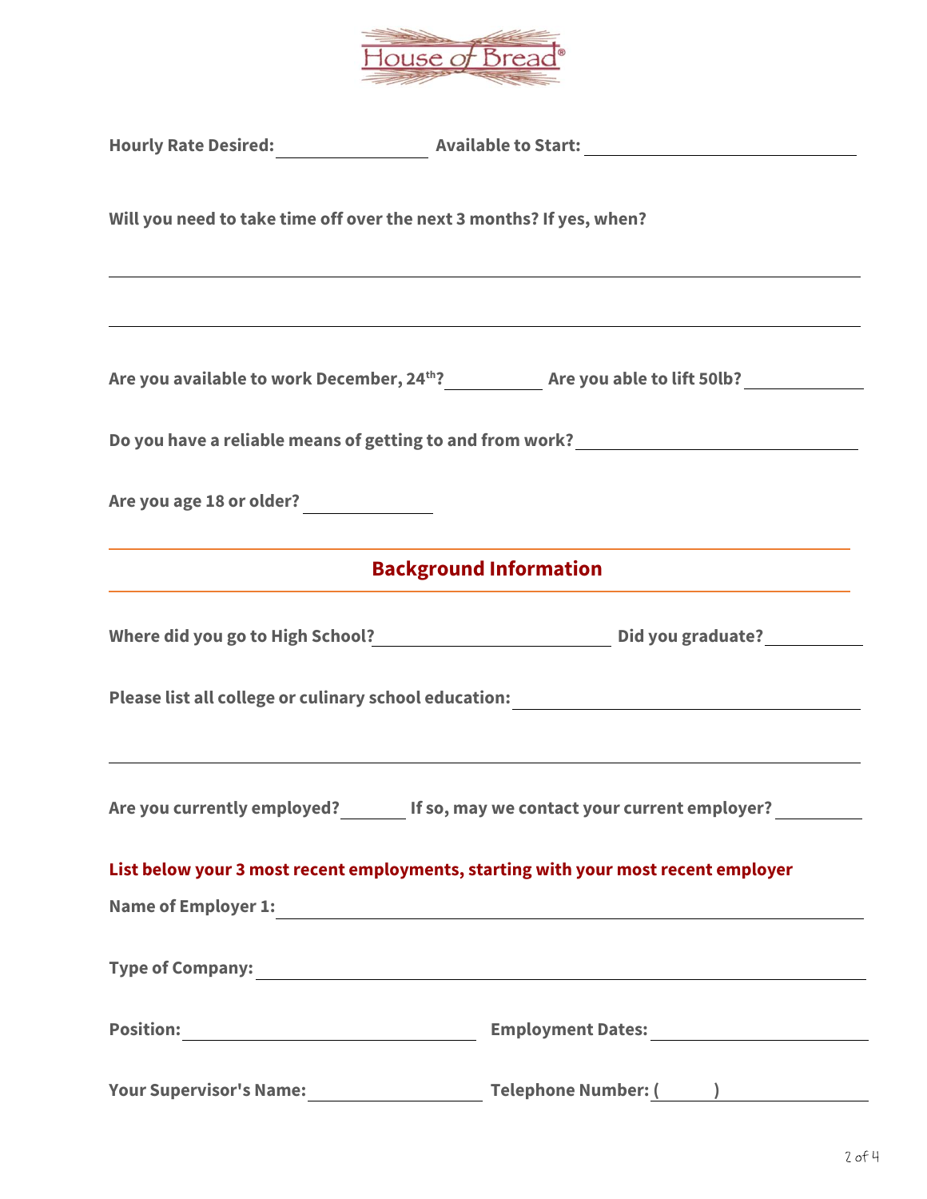House of Bread®

**Hourly Rate Desired:** ________________ **Available to Start:** ____________________________

**Will you need to take time off over the next 3 months? If yes, when?**

_______________________________________________________________________________

_______________________________________________________________________________

**Are you available to work December, 24th?** __________ **Are you able to lift 50lb?** ____________

**Do you have a reliable means of getting to and from work?** ____________________________

**Are you age 18 or older?** ____________

## Background Information

**Where did you go to High School?** _________________________ **Did you graduate?** __________

**Please list all college or culinary school education:** ____________________________________

_______________________________________________________________________________

**Are you currently employed?** _______ **If so, may we contact your current employer?** _________

**List below your 3 most recent employments, starting with your most recent employer**

**Name of Employer 1:** ____________________________________________________________

**Type of Company:** ______________________________________________________________

**Position:** ______________________________ **Employment Dates:** _______________________

**Your Supervisor's Name:** __________________ **Telephone Number:** ( ______ ) _____________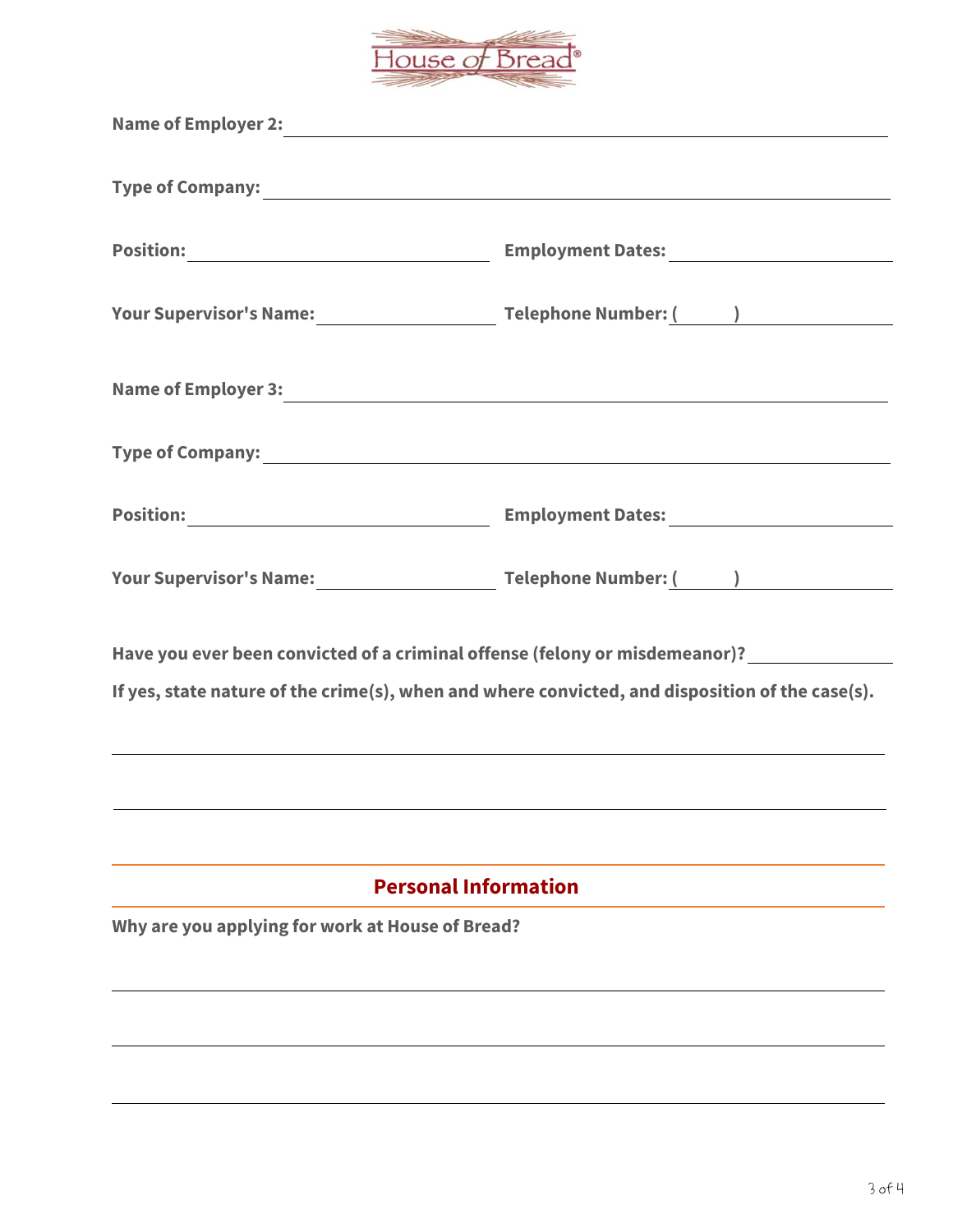**Name of Employer 2:** ______________________________

**Type of Company:** ______________________________

**Position:** ______________________ **Employment Dates:** ______________________

**Your Supervisor's Name:** ______________________ **Telephone Number:** (______) ______________

**Name of Employer 3:** ______________________________

**Type of Company:** ______________________________

**Position:** ______________________ **Employment Dates:** ______________________

**Your Supervisor's Name:** ______________________ **Telephone Number:** (______) ______________

**Have you ever been convicted of a criminal offense (felony or misdemeanor)?** ______________

**If yes, state nature of the crime(s), when and where convicted, and disposition of the case(s).**

______________________________________________________________________________

______________________________________________________________________________

## Personal Information

**Why are you applying for work at House of Bread?**

______________________________________________________________________________

______________________________________________________________________________

______________________________________________________________________________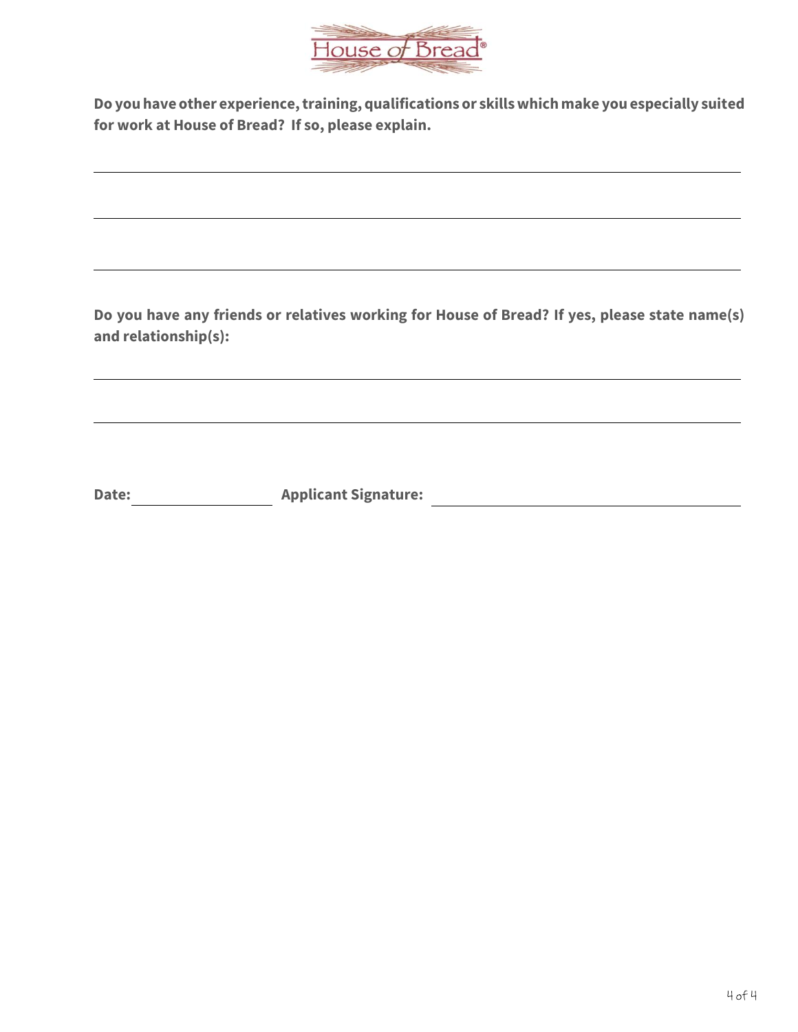**Do you have other experience, training, qualifications or skills which make you especially suited for work at House of Bread? If so, please explain.**

\_\_\_\_\_\_\_\_\_\_\_\_\_\_\_\_\_\_\_\_\_\_\_\_\_\_\_\_\_\_\_\_\_\_\_\_\_\_\_\_\_\_\_\_\_\_\_\_\_\_\_\_\_\_\_\_\_\_\_\_\_\_\_\_\_\_\_\_\_\_\_\_\_\_\_\_

\_\_\_\_\_\_\_\_\_\_\_\_\_\_\_\_\_\_\_\_\_\_\_\_\_\_\_\_\_\_\_\_\_\_\_\_\_\_\_\_\_\_\_\_\_\_\_\_\_\_\_\_\_\_\_\_\_\_\_\_\_\_\_\_\_\_\_\_\_\_\_\_\_\_\_\_

\_\_\_\_\_\_\_\_\_\_\_\_\_\_\_\_\_\_\_\_\_\_\_\_\_\_\_\_\_\_\_\_\_\_\_\_\_\_\_\_\_\_\_\_\_\_\_\_\_\_\_\_\_\_\_\_\_\_\_\_\_\_\_\_\_\_\_\_\_\_\_\_\_\_\_\_

**Do you have any friends or relatives working for House of Bread? If yes, please state name(s) and relationship(s):**

\_\_\_\_\_\_\_\_\_\_\_\_\_\_\_\_\_\_\_\_\_\_\_\_\_\_\_\_\_\_\_\_\_\_\_\_\_\_\_\_\_\_\_\_\_\_\_\_\_\_\_\_\_\_\_\_\_\_\_\_\_\_\_\_\_\_\_\_\_\_\_\_\_\_\_\_

\_\_\_\_\_\_\_\_\_\_\_\_\_\_\_\_\_\_\_\_\_\_\_\_\_\_\_\_\_\_\_\_\_\_\_\_\_\_\_\_\_\_\_\_\_\_\_\_\_\_\_\_\_\_\_\_\_\_\_\_\_\_\_\_\_\_\_\_\_\_\_\_\_\_\_\_

**Date:** \_\_\_\_\_\_\_\_\_\_\_\_\_\_\_\_\_\_ **Applicant Signature:** \_\_\_\_\_\_\_\_\_\_\_\_\_\_\_\_\_\_\_\_\_\_\_\_\_\_\_\_\_\_\_\_\_\_\_\_\_\_\_\_